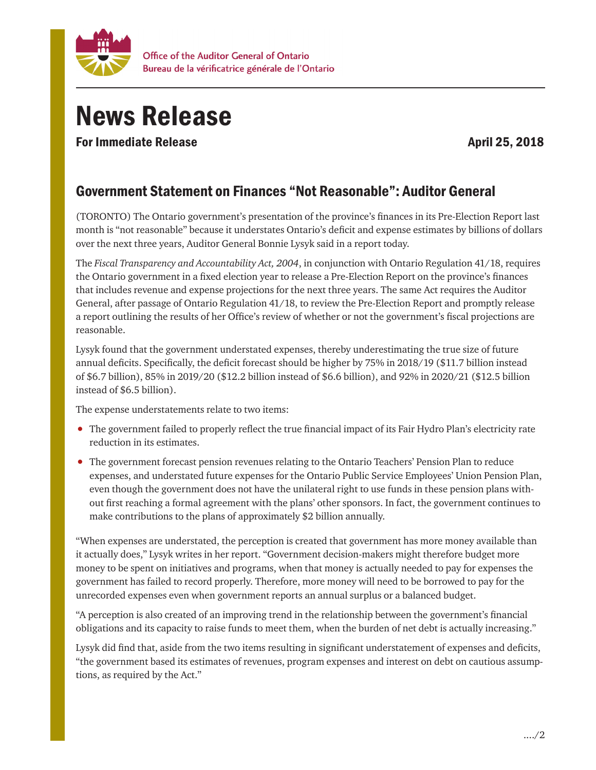Office of the Auditor General of Ontario
Bureau de la vérificatrice générale de l'Ontario

# News Release

**For Immediate Release** **April 25, 2018**

## Government Statement on Finances "Not Reasonable": Auditor General

(TORONTO) The Ontario government's presentation of the province's finances in its Pre-Election Report last month is "not reasonable" because it understates Ontario's deficit and expense estimates by billions of dollars over the next three years, Auditor General Bonnie Lysyk said in a report today.

The *Fiscal Transparency and Accountability Act, 2004*, in conjunction with Ontario Regulation 41/18, requires the Ontario government in a fixed election year to release a Pre-Election Report on the province's finances that includes revenue and expense projections for the next three years. The same Act requires the Auditor General, after passage of Ontario Regulation 41/18, to review the Pre-Election Report and promptly release a report outlining the results of her Office's review of whether or not the government's fiscal projections are reasonable.

Lysyk found that the government understated expenses, thereby underestimating the true size of future annual deficits. Specifically, the deficit forecast should be higher by 75% in 2018/19 ($11.7 billion instead of $6.7 billion), 85% in 2019/20 ($12.2 billion instead of $6.6 billion), and 92% in 2020/21 ($12.5 billion instead of $6.5 billion).

The expense understatements relate to two items:

- The government failed to properly reflect the true financial impact of its Fair Hydro Plan's electricity rate reduction in its estimates.
- The government forecast pension revenues relating to the Ontario Teachers' Pension Plan to reduce expenses, and understated future expenses for the Ontario Public Service Employees' Union Pension Plan, even though the government does not have the unilateral right to use funds in these pension plans without first reaching a formal agreement with the plans' other sponsors. In fact, the government continues to make contributions to the plans of approximately $2 billion annually.

"When expenses are understated, the perception is created that government has more money available than it actually does," Lysyk writes in her report. "Government decision-makers might therefore budget more money to be spent on initiatives and programs, when that money is actually needed to pay for expenses the government has failed to record properly. Therefore, more money will need to be borrowed to pay for the unrecorded expenses even when government reports an annual surplus or a balanced budget.

"A perception is also created of an improving trend in the relationship between the government's financial obligations and its capacity to raise funds to meet them, when the burden of net debt is actually increasing."

Lysyk did find that, aside from the two items resulting in significant understatement of expenses and deficits, "the government based its estimates of revenues, program expenses and interest on debt on cautious assumptions, as required by the Act."

…./2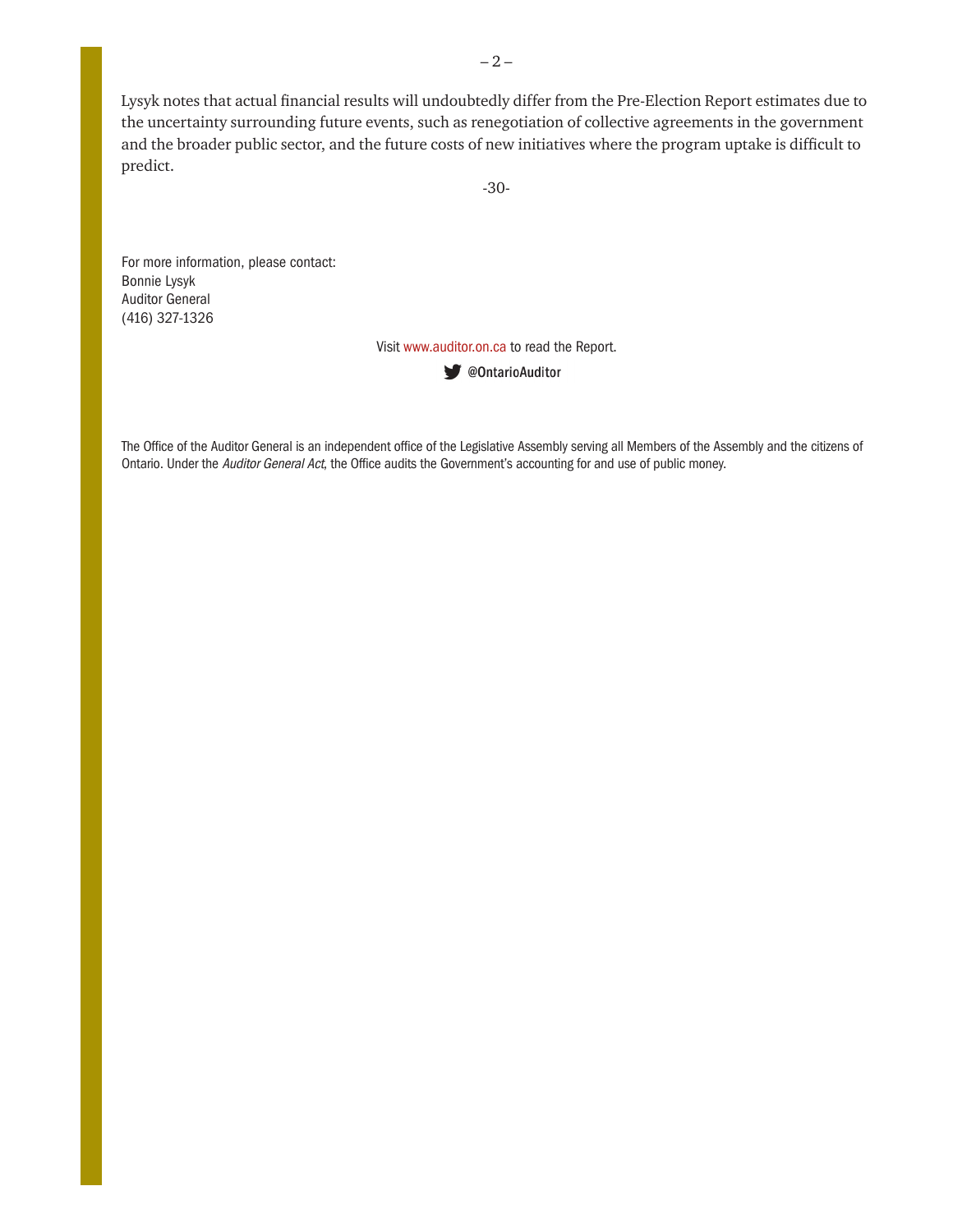Lysyk notes that actual financial results will undoubtedly differ from the Pre-Election Report estimates due to the uncertainty surrounding future events, such as renegotiation of collective agreements in the government and the broader public sector, and the future costs of new initiatives where the program uptake is difficult to predict.

-30-

For more information, please contact:
Bonnie Lysyk
Auditor General
(416) 327-1326

Visit www.auditor.on.ca to read the Report.

@OntarioAuditor

The Office of the Auditor General is an independent office of the Legislative Assembly serving all Members of the Assembly and the citizens of Ontario. Under the *Auditor General Act*, the Office audits the Government's accounting for and use of public money.